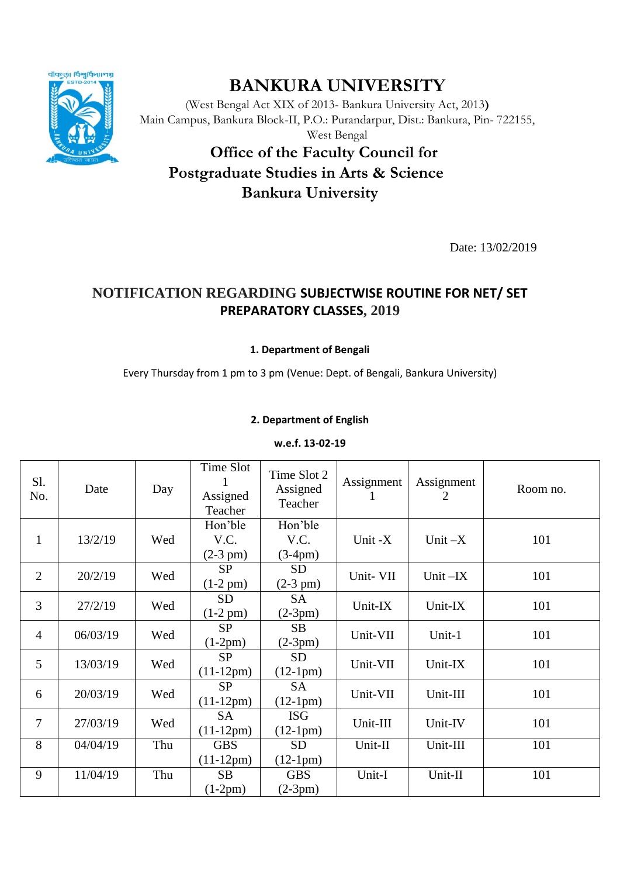# BANKURA UNIVERSITY

(West Bengal Act XIX of 2013- Bankura University Act, 2013)
Main Campus, Bankura Block-II, P.O.: Purandarpur, Dist.: Bankura, Pin- 722155, West Bengal

## Office of the Faculty Council for Postgraduate Studies in Arts & Science Bankura University

Date: 13/02/2019

## NOTIFICATION REGARDING SUBJECTWISE ROUTINE FOR NET/ SET PREPARATORY CLASSES, 2019

### 1. Department of Bengali

Every Thursday from 1 pm to 3 pm (Venue: Dept. of Bengali, Bankura University)

### 2. Department of English

**w.e.f. 13-02-19**

| Sl. No. | Date | Day | Time Slot 1 Assigned Teacher | Time Slot 2 Assigned Teacher | Assignment 1 | Assignment 2 | Room no. |
|---|---|---|---|---|---|---|---|
| 1 | 13/2/19 | Wed | Hon'ble V.C. (2-3 pm) | Hon'ble V.C. (3-4pm) | Unit -X | Unit –X | 101 |
| 2 | 20/2/19 | Wed | SP (1-2 pm) | SD (2-3 pm) | Unit- VII | Unit –IX | 101 |
| 3 | 27/2/19 | Wed | SD (1-2 pm) | SA (2-3pm) | Unit-IX | Unit-IX | 101 |
| 4 | 06/03/19 | Wed | SP (1-2pm) | SB (2-3pm) | Unit-VII | Unit-1 | 101 |
| 5 | 13/03/19 | Wed | SP (11-12pm) | SD (12-1pm) | Unit-VII | Unit-IX | 101 |
| 6 | 20/03/19 | Wed | SP (11-12pm) | SA (12-1pm) | Unit-VII | Unit-III | 101 |
| 7 | 27/03/19 | Wed | SA (11-12pm) | ISG (12-1pm) | Unit-III | Unit-IV | 101 |
| 8 | 04/04/19 | Thu | GBS (11-12pm) | SD (12-1pm) | Unit-II | Unit-III | 101 |
| 9 | 11/04/19 | Thu | SB (1-2pm) | GBS (2-3pm) | Unit-I | Unit-II | 101 |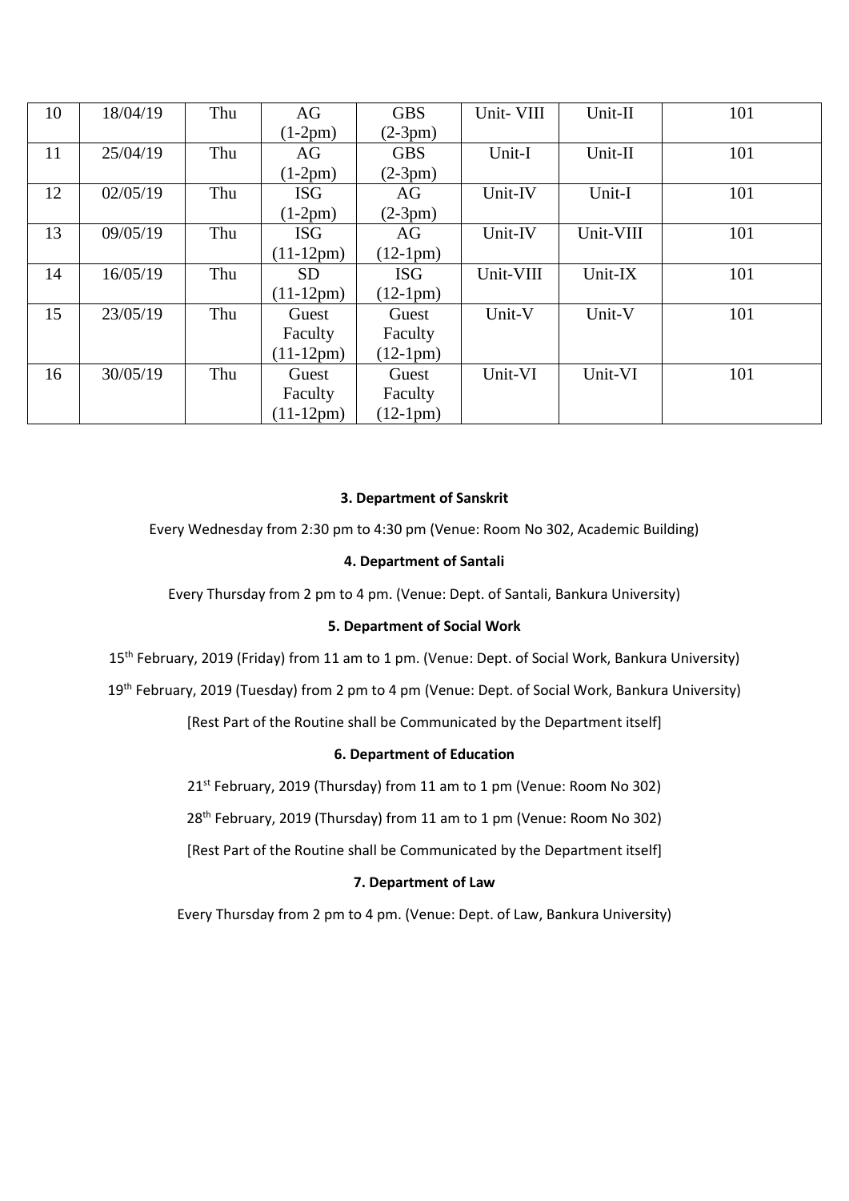| 10 | 18/04/19 | Thu | AG (1-2pm) | GBS (2-3pm) | Unit- VIII | Unit-II | 101 |
|---|---|---|---|---|---|---|---|
| 11 | 25/04/19 | Thu | AG (1-2pm) | GBS (2-3pm) | Unit-I | Unit-II | 101 |
| 12 | 02/05/19 | Thu | ISG (1-2pm) | AG (2-3pm) | Unit-IV | Unit-I | 101 |
| 13 | 09/05/19 | Thu | ISG (11-12pm) | AG (12-1pm) | Unit-IV | Unit-VIII | 101 |
| 14 | 16/05/19 | Thu | SD (11-12pm) | ISG (12-1pm) | Unit-VIII | Unit-IX | 101 |
| 15 | 23/05/19 | Thu | Guest Faculty (11-12pm) | Guest Faculty (12-1pm) | Unit-V | Unit-V | 101 |
| 16 | 30/05/19 | Thu | Guest Faculty (11-12pm) | Guest Faculty (12-1pm) | Unit-VI | Unit-VI | 101 |

**3. Department of Sanskrit**

Every Wednesday from 2:30 pm to 4:30 pm (Venue: Room No 302, Academic Building)

**4. Department of Santali**

Every Thursday from 2 pm to 4 pm. (Venue: Dept. of Santali, Bankura University)

**5. Department of Social Work**

15th February, 2019 (Friday) from 11 am to 1 pm. (Venue: Dept. of Social Work, Bankura University)

19th February, 2019 (Tuesday) from 2 pm to 4 pm (Venue: Dept. of Social Work, Bankura University)

[Rest Part of the Routine shall be Communicated by the Department itself]

**6. Department of Education**

21st February, 2019 (Thursday) from 11 am to 1 pm (Venue: Room No 302)

28th February, 2019 (Thursday) from 11 am to 1 pm (Venue: Room No 302)

[Rest Part of the Routine shall be Communicated by the Department itself]

**7. Department of Law**

Every Thursday from 2 pm to 4 pm. (Venue: Dept. of Law, Bankura University)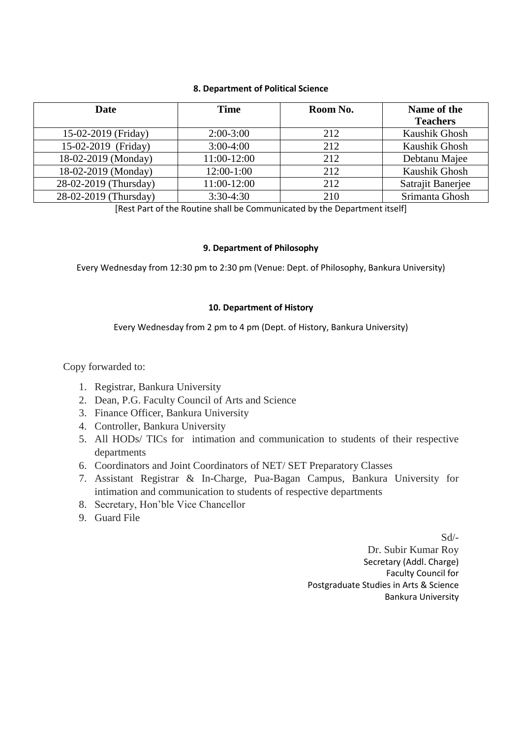#### 8. Department of Political Science

| Date | Time | Room No. | Name of the Teachers |
|---|---|---|---|
| 15-02-2019 (Friday) | 2:00-3:00 | 212 | Kaushik Ghosh |
| 15-02-2019 (Friday) | 3:00-4:00 | 212 | Kaushik Ghosh |
| 18-02-2019 (Monday) | 11:00-12:00 | 212 | Debtanu Majee |
| 18-02-2019 (Monday) | 12:00-1:00 | 212 | Kaushik Ghosh |
| 28-02-2019 (Thursday) | 11:00-12:00 | 212 | Satrajit Banerjee |
| 28-02-2019 (Thursday) | 3:30-4:30 | 210 | Srimanta Ghosh |

[Rest Part of the Routine shall be Communicated by the Department itself]

#### 9. Department of Philosophy

Every Wednesday from 12:30 pm to 2:30 pm (Venue: Dept. of Philosophy, Bankura University)

#### 10. Department of History

Every Wednesday from 2 pm to 4 pm (Dept. of History, Bankura University)

Copy forwarded to:

1. Registrar, Bankura University
2. Dean, P.G. Faculty Council of Arts and Science
3. Finance Officer, Bankura University
4. Controller, Bankura University
5. All HODs/ TICs for intimation and communication to students of their respective departments
6. Coordinators and Joint Coordinators of NET/ SET Preparatory Classes
7. Assistant Registrar & In-Charge, Pua-Bagan Campus, Bankura University for intimation and communication to students of respective departments
8. Secretary, Hon'ble Vice Chancellor
9. Guard File

Sd/-
Dr. Subir Kumar Roy
Secretary (Addl. Charge)
Faculty Council for
Postgraduate Studies in Arts & Science
Bankura University